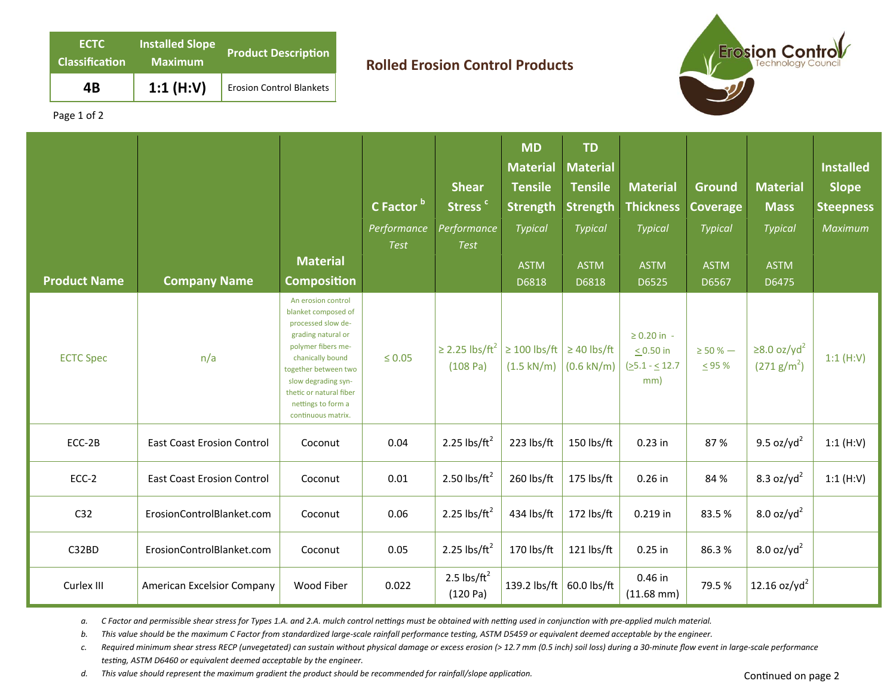| ECTC Classification | Installed Slope Maximum | Product Description |
|---|---|---|
| **4B** | **1:1 (H:V)** | Erosion Control Blankets |

## Rolled Erosion Control Products

Erosion Control Technology Council

| Product Name | Company Name | Material Composition | C Factor [b] *Performance Test* | Shear Stress [c] *Performance Test* | MD Material Tensile Strength *Typical* ASTM D6818 | TD Material Tensile Strength *Typical* ASTM D6818 | Material Thickness *Typical* ASTM D6525 | Ground Coverage *Typical* ASTM D6567 | Material Mass *Typical* ASTM D6475 | Installed Slope Steepness *Maximum* |
|---|---|---|---|---|---|---|---|---|---|---|
| ECTC Spec | n/a | An erosion control blanket composed of processed slow degrading natural or polymer fibers mechanically bound together between two slow degrading synthetic or natural fiber nettings to form a continuous matrix. | ≤ 0.05 | ≥ 2.25 lbs/ft² (108 Pa) | ≥ 100 lbs/ft (1.5 kN/m) | ≥ 40 lbs/ft (0.6 kN/m) | ≥ 0.20 in - ≤ 0.50 in (≥5.1 - ≤ 12.7 mm) | ≥ 50 % — ≤ 95 % | ≥8.0 oz/yd² (271 g/m²) | 1:1 (H:V) |
| ECC-2B | East Coast Erosion Control | Coconut | 0.04 | 2.25 lbs/ft² | 223 lbs/ft | 150 lbs/ft | 0.23 in | 87 % | 9.5 oz/yd² | 1:1 (H:V) |
| ECC-2 | East Coast Erosion Control | Coconut | 0.01 | 2.50 lbs/ft² | 260 lbs/ft | 175 lbs/ft | 0.26 in | 84 % | 8.3 oz/yd² | 1:1 (H:V) |
| C32 | ErosionControlBlanket.com | Coconut | 0.06 | 2.25 lbs/ft² | 434 lbs/ft | 172 lbs/ft | 0.219 in | 83.5 % | 8.0 oz/yd² | |
| C32BD | ErosionControlBlanket.com | Coconut | 0.05 | 2.25 lbs/ft² | 170 lbs/ft | 121 lbs/ft | 0.25 in | 86.3 % | 8.0 oz/yd² | |
| Curlex III | American Excelsior Company | Wood Fiber | 0.022 | 2.5 lbs/ft² (120 Pa) | 139.2 lbs/ft | 60.0 lbs/ft | 0.46 in (11.68 mm) | 79.5 % | 12.16 oz/yd² | |

*a. C Factor and permissible shear stress for Types 1.A. and 2.A. mulch control nettings must be obtained with netting used in conjunction with pre-applied mulch material.*

*b. This value should be the maximum C Factor from standardized large-scale rainfall performance testing, ASTM D5459 or equivalent deemed acceptable by the engineer.*

*c. Required minimum shear stress RECP (unvegetated) can sustain without physical damage or excess erosion (> 12.7 mm (0.5 inch) soil loss) during a 30-minute flow event in large-scale performance testing, ASTM D6460 or equivalent deemed acceptable by the engineer.*

*d. This value should represent the maximum gradient the product should be recommended for rainfall/slope application.*

Continued on page 2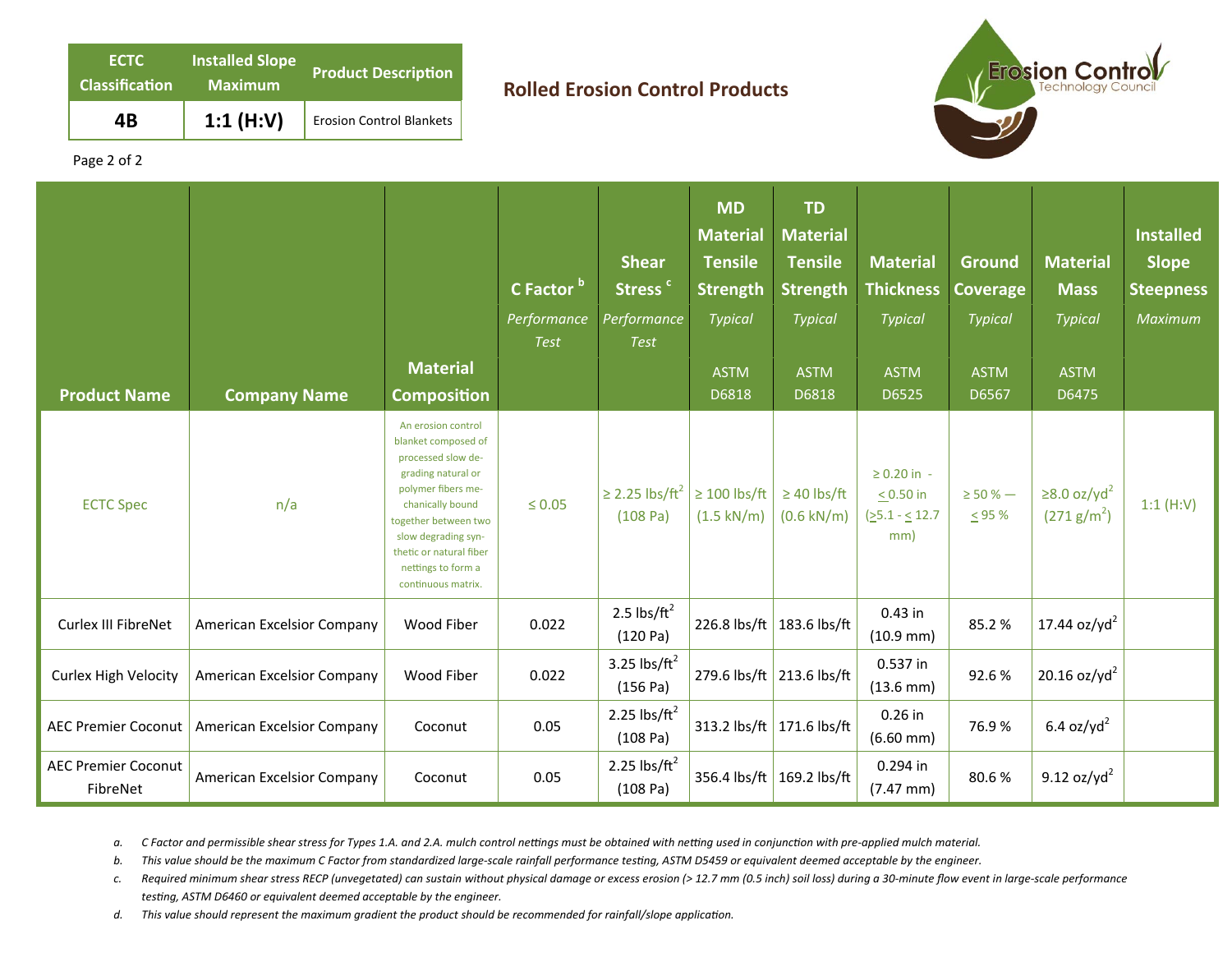| ECTC Classification | Installed Slope Maximum | Product Description |
|---|---|---|
| 4B | 1:1 (H:V) | Erosion Control Blankets |

## Rolled Erosion Control Products

Erosion Control Technology Council

| Product Name | Company Name | Material Composition | C Factor [b] *Performance Test* | Shear Stress [c] *Performance Test* | MD Material Tensile Strength *Typical* ASTM D6818 | TD Material Tensile Strength *Typical* ASTM D6818 | Material Thickness *Typical* ASTM D6525 | Ground Coverage *Typical* ASTM D6567 | Material Mass *Typical* ASTM D6475 | Installed Slope Steepness *Maximum* |
|---|---|---|---|---|---|---|---|---|---|---|
| ECTC Spec | n/a | An erosion control blanket composed of processed slow degrading natural or polymer fibers mechanically bound together between two slow degrading synthetic or natural fiber nettings to form a continuous matrix. | ≤ 0.05 | ≥ 2.25 lbs/ft$^2$ (108 Pa) | ≥ 100 lbs/ft (1.5 kN/m) | ≥ 40 lbs/ft (0.6 kN/m) | ≥ 0.20 in - ≤ 0.50 in (≥5.1 - ≤ 12.7 mm) | ≥ 50 % — ≤ 95 % | ≥8.0 oz/yd$^2$ (271 g/m$^2$) | 1:1 (H:V) |
| Curlex III FibreNet | American Excelsior Company | Wood Fiber | 0.022 | 2.5 lbs/ft$^2$ (120 Pa) | 226.8 lbs/ft | 183.6 lbs/ft | 0.43 in (10.9 mm) | 85.2 % | 17.44 oz/yd$^2$ | |
| Curlex High Velocity | American Excelsior Company | Wood Fiber | 0.022 | 3.25 lbs/ft$^2$ (156 Pa) | 279.6 lbs/ft | 213.6 lbs/ft | 0.537 in (13.6 mm) | 92.6 % | 20.16 oz/yd$^2$ | |
| AEC Premier Coconut | American Excelsior Company | Coconut | 0.05 | 2.25 lbs/ft$^2$ (108 Pa) | 313.2 lbs/ft | 171.6 lbs/ft | 0.26 in (6.60 mm) | 76.9 % | 6.4 oz/yd$^2$ | |
| AEC Premier Coconut FibreNet | American Excelsior Company | Coconut | 0.05 | 2.25 lbs/ft$^2$ (108 Pa) | 356.4 lbs/ft | 169.2 lbs/ft | 0.294 in (7.47 mm) | 80.6 % | 9.12 oz/yd$^2$ | |

a. *C Factor and permissible shear stress for Types 1.A. and 2.A. mulch control nettings must be obtained with netting used in conjunction with pre-applied mulch material.*

b. *This value should be the maximum C Factor from standardized large-scale rainfall performance testing, ASTM D5459 or equivalent deemed acceptable by the engineer.*

c. *Required minimum shear stress RECP (unvegetated) can sustain without physical damage or excess erosion (> 12.7 mm (0.5 inch) soil loss) during a 30-minute flow event in large-scale performance testing, ASTM D6460 or equivalent deemed acceptable by the engineer.*

d. *This value should represent the maximum gradient the product should be recommended for rainfall/slope application.*